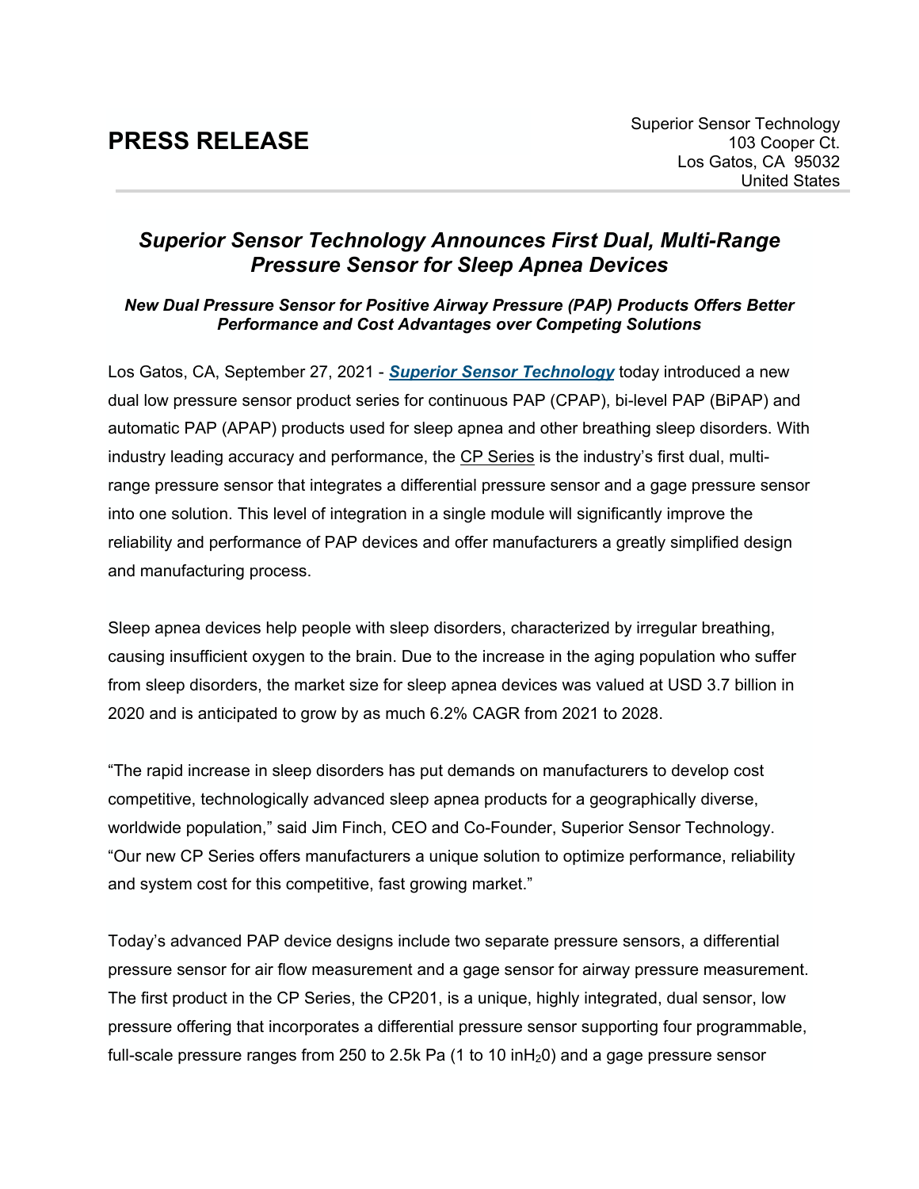# PRESS RELEASE

Superior Sensor Technology
103 Cooper Ct.
Los Gatos, CA 95032
United States

## *Superior Sensor Technology Announces First Dual, Multi-Range Pressure Sensor for Sleep Apnea Devices*

### *New Dual Pressure Sensor for Positive Airway Pressure (PAP) Products Offers Better Performance and Cost Advantages over Competing Solutions*

Los Gatos, CA, September 27, 2021 - ***Superior Sensor Technology*** today introduced a new dual low pressure sensor product series for continuous PAP (CPAP), bi-level PAP (BiPAP) and automatic PAP (APAP) products used for sleep apnea and other breathing sleep disorders. With industry leading accuracy and performance, the CP Series is the industry's first dual, multi-range pressure sensor that integrates a differential pressure sensor and a gage pressure sensor into one solution. This level of integration in a single module will significantly improve the reliability and performance of PAP devices and offer manufacturers a greatly simplified design and manufacturing process.

Sleep apnea devices help people with sleep disorders, characterized by irregular breathing, causing insufficient oxygen to the brain. Due to the increase in the aging population who suffer from sleep disorders, the market size for sleep apnea devices was valued at USD 3.7 billion in 2020 and is anticipated to grow by as much 6.2% CAGR from 2021 to 2028.

"The rapid increase in sleep disorders has put demands on manufacturers to develop cost competitive, technologically advanced sleep apnea products for a geographically diverse, worldwide population," said Jim Finch, CEO and Co-Founder, Superior Sensor Technology. "Our new CP Series offers manufacturers a unique solution to optimize performance, reliability and system cost for this competitive, fast growing market."

Today's advanced PAP device designs include two separate pressure sensors, a differential pressure sensor for air flow measurement and a gage sensor for airway pressure measurement. The first product in the CP Series, the CP201, is a unique, highly integrated, dual sensor, low pressure offering that incorporates a differential pressure sensor supporting four programmable, full-scale pressure ranges from 250 to 2.5k Pa (1 to 10 $inH_20$) and a gage pressure sensor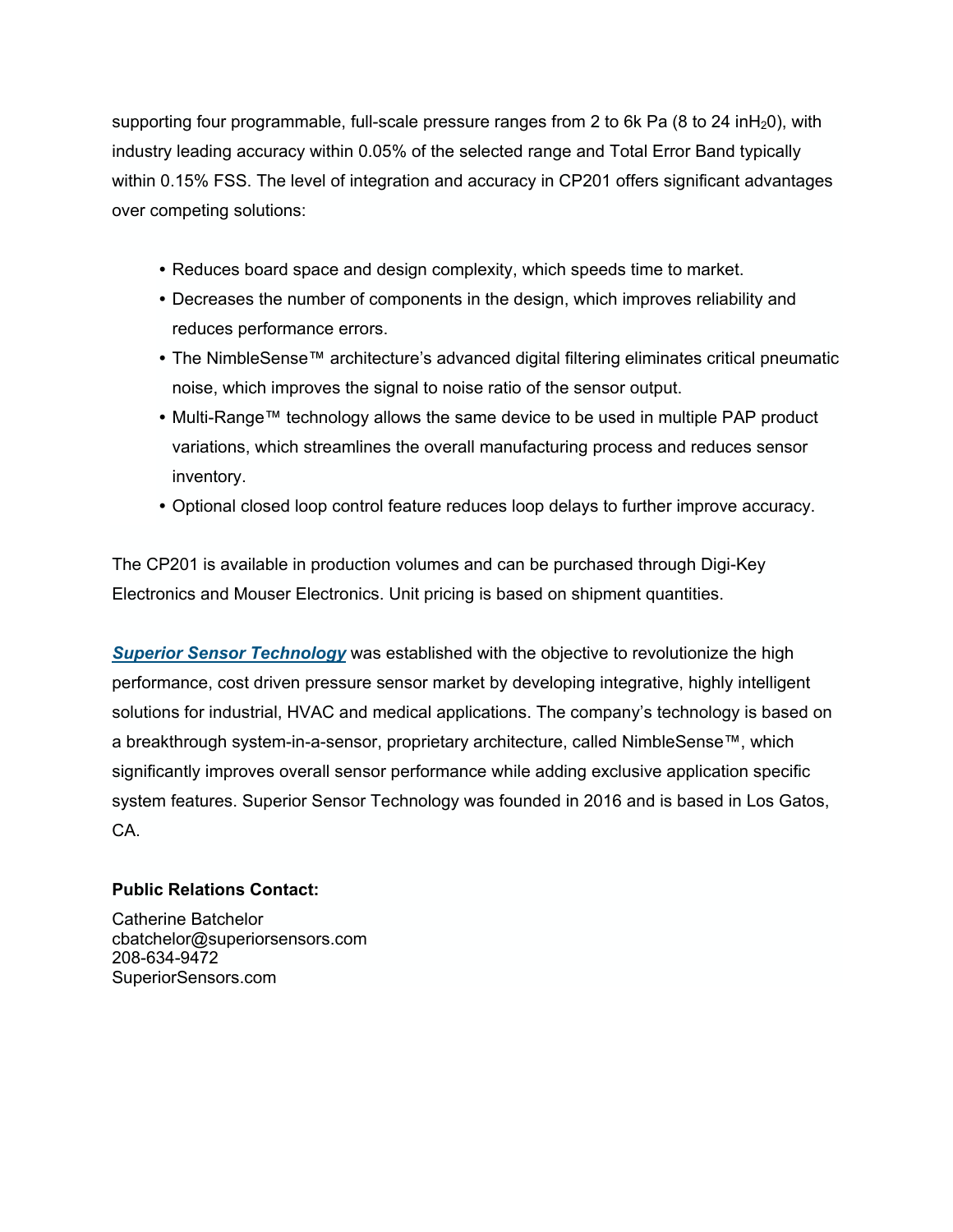supporting four programmable, full-scale pressure ranges from 2 to 6k Pa (8 to 24 in$H_2$0), with industry leading accuracy within 0.05% of the selected range and Total Error Band typically within 0.15% FSS. The level of integration and accuracy in CP201 offers significant advantages over competing solutions:

- Reduces board space and design complexity, which speeds time to market.
- Decreases the number of components in the design, which improves reliability and reduces performance errors.
- The NimbleSense™ architecture's advanced digital filtering eliminates critical pneumatic noise, which improves the signal to noise ratio of the sensor output.
- Multi-Range™ technology allows the same device to be used in multiple PAP product variations, which streamlines the overall manufacturing process and reduces sensor inventory.
- Optional closed loop control feature reduces loop delays to further improve accuracy.

The CP201 is available in production volumes and can be purchased through Digi-Key Electronics and Mouser Electronics. Unit pricing is based on shipment quantities.

***Superior Sensor Technology*** was established with the objective to revolutionize the high performance, cost driven pressure sensor market by developing integrative, highly intelligent solutions for industrial, HVAC and medical applications. The company's technology is based on a breakthrough system-in-a-sensor, proprietary architecture, called NimbleSense™, which significantly improves overall sensor performance while adding exclusive application specific system features. Superior Sensor Technology was founded in 2016 and is based in Los Gatos, CA.

**Public Relations Contact:**

Catherine Batchelor
cbatchelor@superiorsensors.com
208-634-9472
SuperiorSensors.com